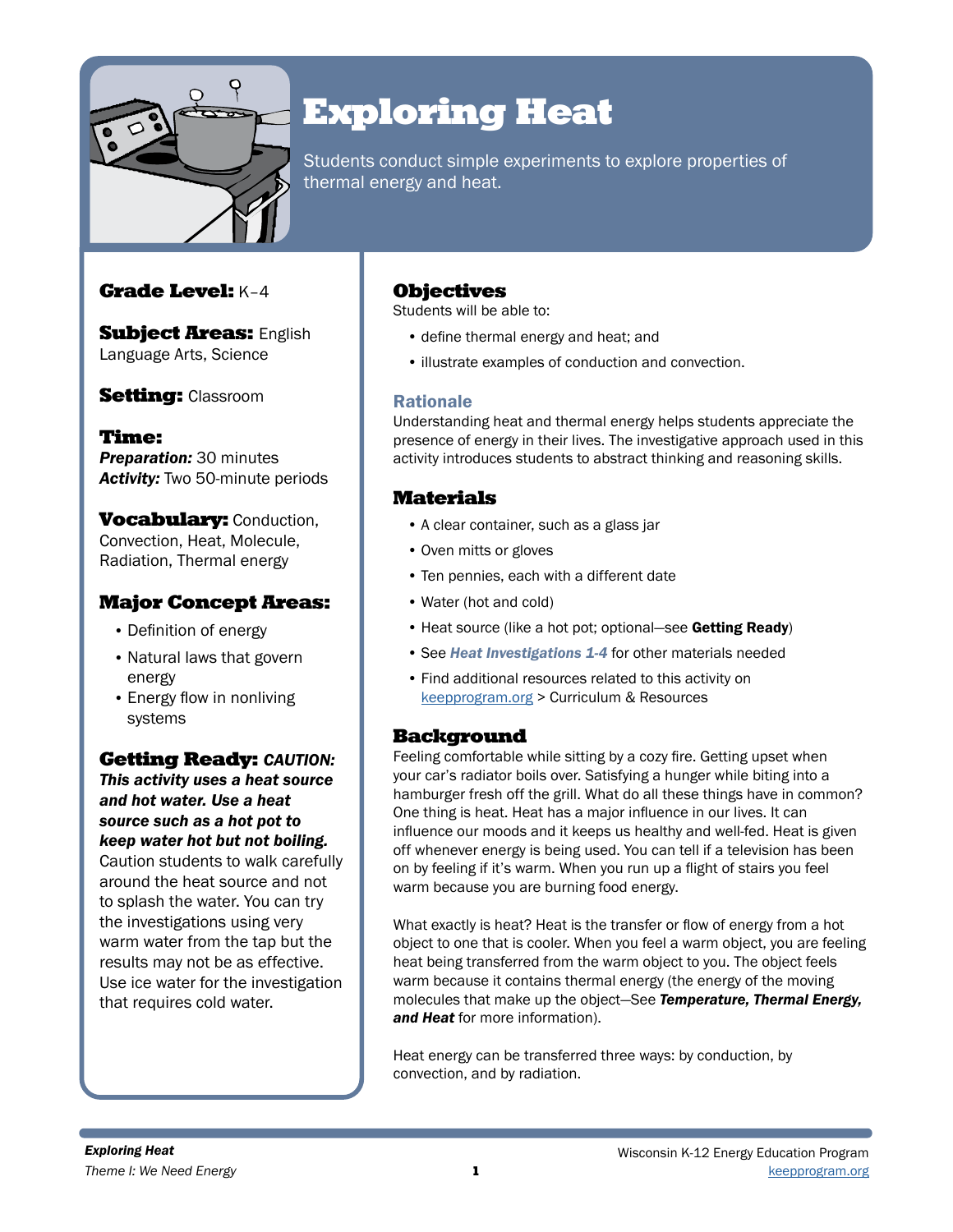# Exploring Heat

Students conduct simple experiments to explore properties of thermal energy and heat.

**Grade Level:** K–4

**Subject Areas:** English Language Arts, Science

**Setting:** Classroom

**Time:**
***Preparation:*** 30 minutes
***Activity:*** Two 50-minute periods

**Vocabulary:** Conduction, Convection, Heat, Molecule, Radiation, Thermal energy

## Major Concept Areas:

- Definition of energy
- Natural laws that govern energy
- Energy flow in nonliving systems

**Getting Ready:** ***CAUTION: This activity uses a heat source and hot water. Use a heat source such as a hot pot to keep water hot but not boiling.*** Caution students to walk carefully around the heat source and not to splash the water. You can try the investigations using very warm water from the tap but the results may not be as effective. Use ice water for the investigation that requires cold water.

## Objectives

Students will be able to:

- define thermal energy and heat; and
- illustrate examples of conduction and convection.

### Rationale

Understanding heat and thermal energy helps students appreciate the presence of energy in their lives. The investigative approach used in this activity introduces students to abstract thinking and reasoning skills.

## Materials

- A clear container, such as a glass jar
- Oven mitts or gloves
- Ten pennies, each with a different date
- Water (hot and cold)
- Heat source (like a hot pot; optional—see **Getting Ready**)
- See ***Heat Investigations 1-4*** for other materials needed
- Find additional resources related to this activity on keepprogram.org > Curriculum & Resources

## Background

Feeling comfortable while sitting by a cozy fire. Getting upset when your car's radiator boils over. Satisfying a hunger while biting into a hamburger fresh off the grill. What do all these things have in common? One thing is heat. Heat has a major influence in our lives. It can influence our moods and it keeps us healthy and well-fed. Heat is given off whenever energy is being used. You can tell if a television has been on by feeling if it's warm. When you run up a flight of stairs you feel warm because you are burning food energy.

What exactly is heat? Heat is the transfer or flow of energy from a hot object to one that is cooler. When you feel a warm object, you are feeling heat being transferred from the warm object to you. The object feels warm because it contains thermal energy (the energy of the moving molecules that make up the object—See ***Temperature, Thermal Energy, and Heat*** for more information).

Heat energy can be transferred three ways: by conduction, by convection, and by radiation.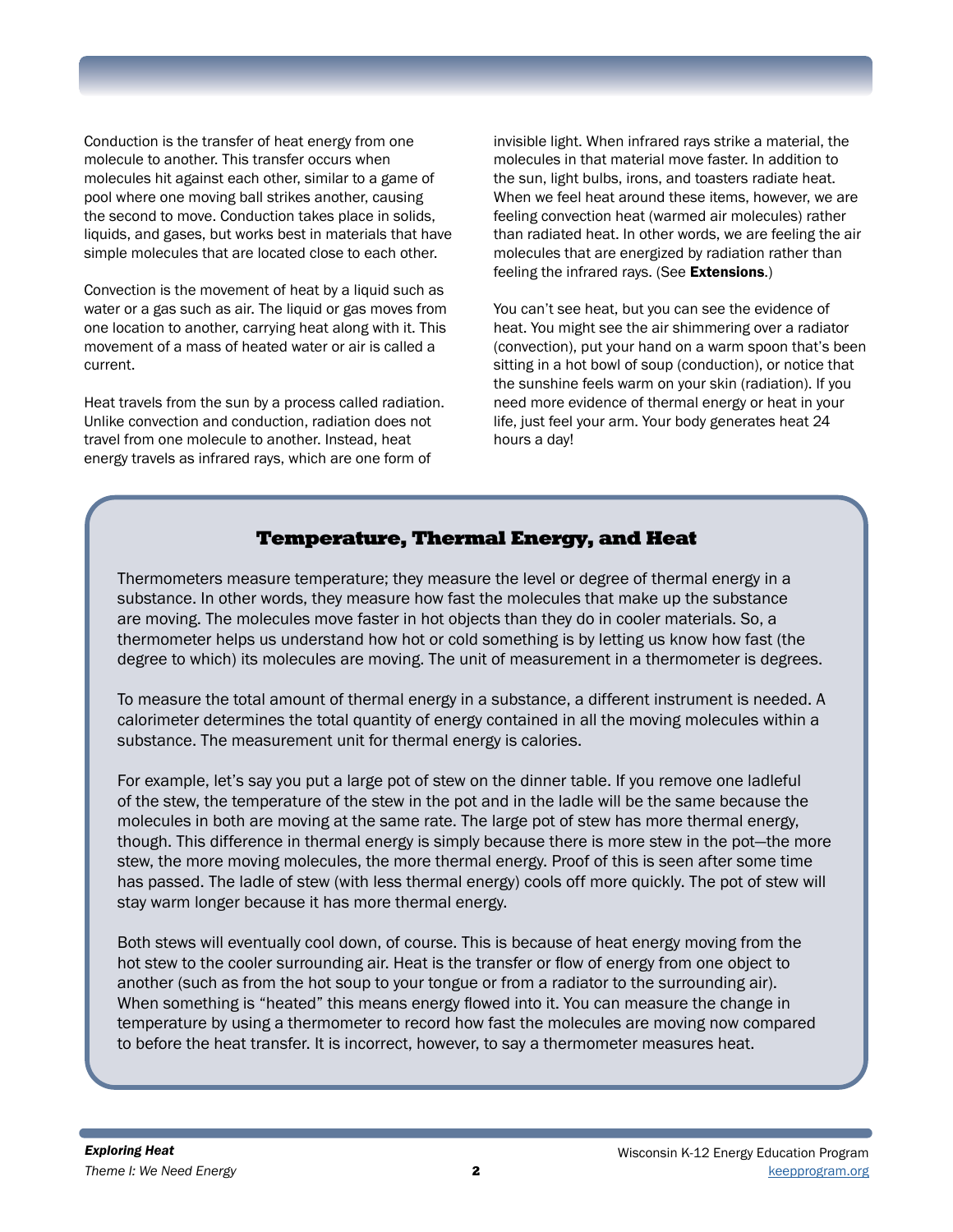Conduction is the transfer of heat energy from one molecule to another. This transfer occurs when molecules hit against each other, similar to a game of pool where one moving ball strikes another, causing the second to move. Conduction takes place in solids, liquids, and gases, but works best in materials that have simple molecules that are located close to each other.

Convection is the movement of heat by a liquid such as water or a gas such as air. The liquid or gas moves from one location to another, carrying heat along with it. This movement of a mass of heated water or air is called a current.

Heat travels from the sun by a process called radiation. Unlike convection and conduction, radiation does not travel from one molecule to another. Instead, heat energy travels as infrared rays, which are one form of invisible light. When infrared rays strike a material, the molecules in that material move faster. In addition to the sun, light bulbs, irons, and toasters radiate heat. When we feel heat around these items, however, we are feeling convection heat (warmed air molecules) rather than radiated heat. In other words, we are feeling the air molecules that are energized by radiation rather than feeling the infrared rays. (See **Extensions**.)

You can't see heat, but you can see the evidence of heat. You might see the air shimmering over a radiator (convection), put your hand on a warm spoon that's been sitting in a hot bowl of soup (conduction), or notice that the sunshine feels warm on your skin (radiation). If you need more evidence of thermal energy or heat in your life, just feel your arm. Your body generates heat 24 hours a day!

## Temperature, Thermal Energy, and Heat

Thermometers measure temperature; they measure the level or degree of thermal energy in a substance. In other words, they measure how fast the molecules that make up the substance are moving. The molecules move faster in hot objects than they do in cooler materials. So, a thermometer helps us understand how hot or cold something is by letting us know how fast (the degree to which) its molecules are moving. The unit of measurement in a thermometer is degrees.

To measure the total amount of thermal energy in a substance, a different instrument is needed. A calorimeter determines the total quantity of energy contained in all the moving molecules within a substance. The measurement unit for thermal energy is calories.

For example, let's say you put a large pot of stew on the dinner table. If you remove one ladleful of the stew, the temperature of the stew in the pot and in the ladle will be the same because the molecules in both are moving at the same rate. The large pot of stew has more thermal energy, though. This difference in thermal energy is simply because there is more stew in the pot—the more stew, the more moving molecules, the more thermal energy. Proof of this is seen after some time has passed. The ladle of stew (with less thermal energy) cools off more quickly. The pot of stew will stay warm longer because it has more thermal energy.

Both stews will eventually cool down, of course. This is because of heat energy moving from the hot stew to the cooler surrounding air. Heat is the transfer or flow of energy from one object to another (such as from the hot soup to your tongue or from a radiator to the surrounding air). When something is "heated" this means energy flowed into it. You can measure the change in temperature by using a thermometer to record how fast the molecules are moving now compared to before the heat transfer. It is incorrect, however, to say a thermometer measures heat.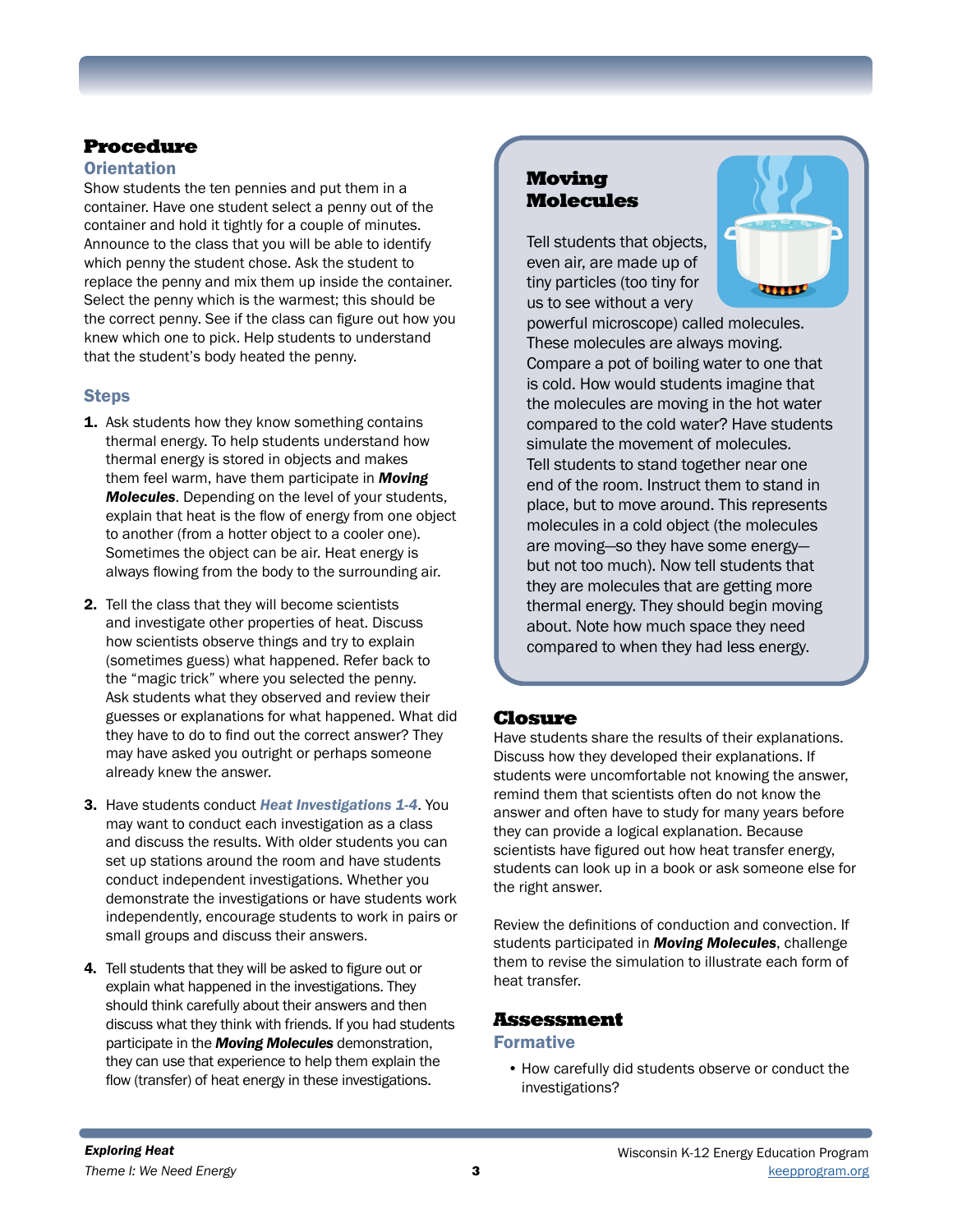## Procedure

### Orientation

Show students the ten pennies and put them in a container. Have one student select a penny out of the container and hold it tightly for a couple of minutes. Announce to the class that you will be able to identify which penny the student chose. Ask the student to replace the penny and mix them up inside the container. Select the penny which is the warmest; this should be the correct penny. See if the class can figure out how you knew which one to pick. Help students to understand that the student's body heated the penny.

### Steps

1. Ask students how they know something contains thermal energy. To help students understand how thermal energy is stored in objects and makes them feel warm, have them participate in ***Moving Molecules***. Depending on the level of your students, explain that heat is the flow of energy from one object to another (from a hotter object to a cooler one). Sometimes the object can be air. Heat energy is always flowing from the body to the surrounding air.

2. Tell the class that they will become scientists and investigate other properties of heat. Discuss how scientists observe things and try to explain (sometimes guess) what happened. Refer back to the "magic trick" where you selected the penny. Ask students what they observed and review their guesses or explanations for what happened. What did they have to do to find out the correct answer? They may have asked you outright or perhaps someone already knew the answer.

3. Have students conduct ***Heat Investigations 1-4***. You may want to conduct each investigation as a class and discuss the results. With older students you can set up stations around the room and have students conduct independent investigations. Whether you demonstrate the investigations or have students work independently, encourage students to work in pairs or small groups and discuss their answers.

4. Tell students that they will be asked to figure out or explain what happened in the investigations. They should think carefully about their answers and then discuss what they think with friends. If you had students participate in the ***Moving Molecules*** demonstration, they can use that experience to help them explain the flow (transfer) of heat energy in these investigations.

### Moving Molecules

Tell students that objects, even air, are made up of tiny particles (too tiny for us to see without a very powerful microscope) called molecules. These molecules are always moving. Compare a pot of boiling water to one that is cold. How would students imagine that the molecules are moving in the hot water compared to the cold water? Have students simulate the movement of molecules. Tell students to stand together near one end of the room. Instruct them to stand in place, but to move around. This represents molecules in a cold object (the molecules are moving—so they have some energy—but not too much). Now tell students that they are molecules that are getting more thermal energy. They should begin moving about. Note how much space they need compared to when they had less energy.

## Closure

Have students share the results of their explanations. Discuss how they developed their explanations. If students were uncomfortable not knowing the answer, remind them that scientists often do not know the answer and often have to study for many years before they can provide a logical explanation. Because scientists have figured out how heat transfer energy, students can look up in a book or ask someone else for the right answer.

Review the definitions of conduction and convection. If students participated in ***Moving Molecules***, challenge them to revise the simulation to illustrate each form of heat transfer.

## Assessment

### Formative

- How carefully did students observe or conduct the investigations?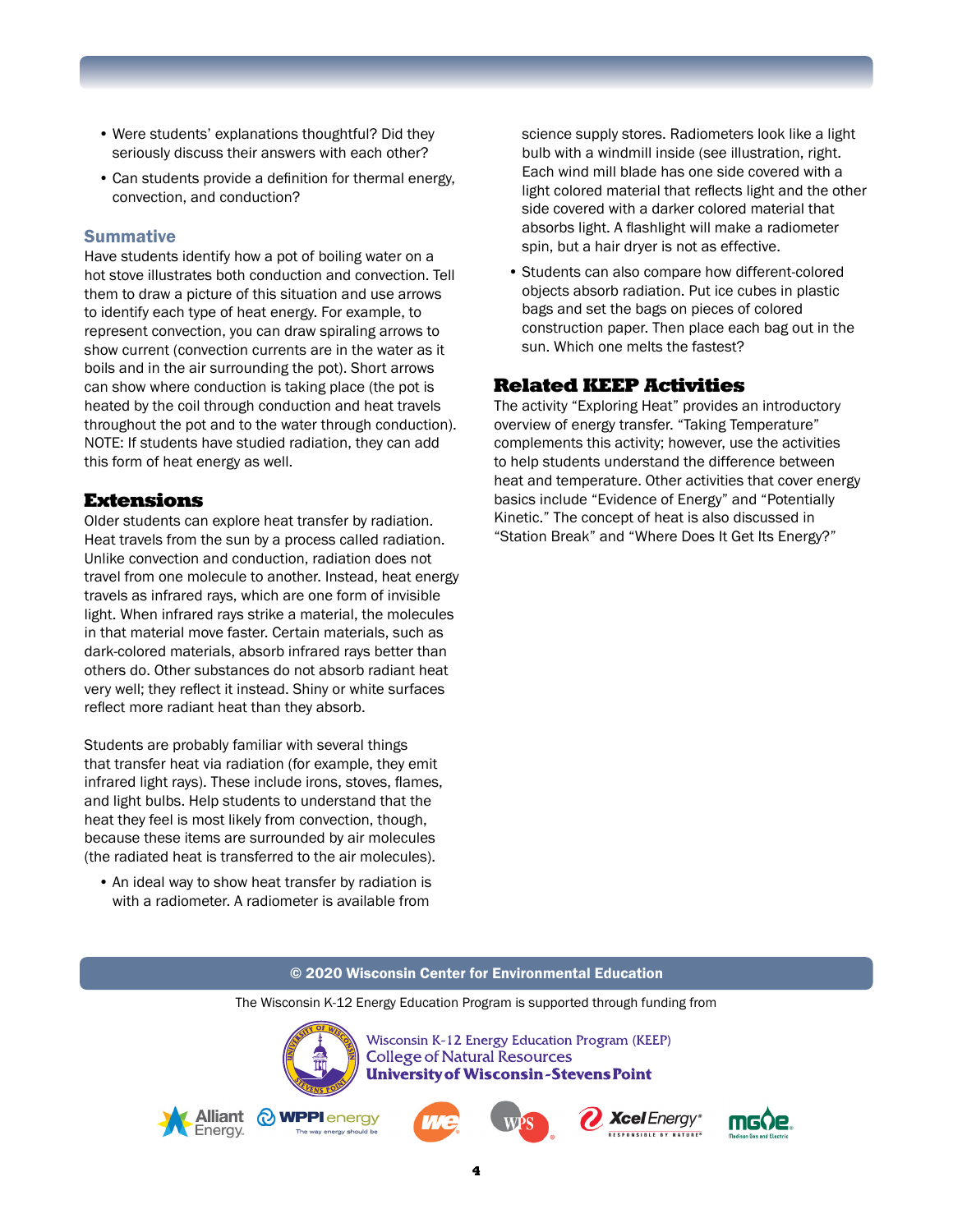- Were students' explanations thoughtful? Did they seriously discuss their answers with each other?
- Can students provide a definition for thermal energy, convection, and conduction?

### Summative

Have students identify how a pot of boiling water on a hot stove illustrates both conduction and convection. Tell them to draw a picture of this situation and use arrows to identify each type of heat energy. For example, to represent convection, you can draw spiraling arrows to show current (convection currents are in the water as it boils and in the air surrounding the pot). Short arrows can show where conduction is taking place (the pot is heated by the coil through conduction and heat travels throughout the pot and to the water through conduction). NOTE: If students have studied radiation, they can add this form of heat energy as well.

## Extensions

Older students can explore heat transfer by radiation. Heat travels from the sun by a process called radiation. Unlike convection and conduction, radiation does not travel from one molecule to another. Instead, heat energy travels as infrared rays, which are one form of invisible light. When infrared rays strike a material, the molecules in that material move faster. Certain materials, such as dark-colored materials, absorb infrared rays better than others do. Other substances do not absorb radiant heat very well; they reflect it instead. Shiny or white surfaces reflect more radiant heat than they absorb.

Students are probably familiar with several things that transfer heat via radiation (for example, they emit infrared light rays). These include irons, stoves, flames, and light bulbs. Help students to understand that the heat they feel is most likely from convection, though, because these items are surrounded by air molecules (the radiated heat is transferred to the air molecules).

- An ideal way to show heat transfer by radiation is with a radiometer. A radiometer is available from science supply stores. Radiometers look like a light bulb with a windmill inside (see illustration, right. Each wind mill blade has one side covered with a light colored material that reflects light and the other side covered with a darker colored material that absorbs light. A flashlight will make a radiometer spin, but a hair dryer is not as effective.
- Students can also compare how different-colored objects absorb radiation. Put ice cubes in plastic bags and set the bags on pieces of colored construction paper. Then place each bag out in the sun. Which one melts the fastest?

## Related KEEP Activities

The activity "Exploring Heat" provides an introductory overview of energy transfer. "Taking Temperature" complements this activity; however, use the activities to help students understand the difference between heat and temperature. Other activities that cover energy basics include "Evidence of Energy" and "Potentially Kinetic." The concept of heat is also discussed in "Station Break" and "Where Does It Get Its Energy?"

© 2020 Wisconsin Center for Environmental Education

The Wisconsin K-12 Energy Education Program is supported through funding from

Wisconsin K-12 Energy Education Program (KEEP)
College of Natural Resources
University of Wisconsin-Stevens Point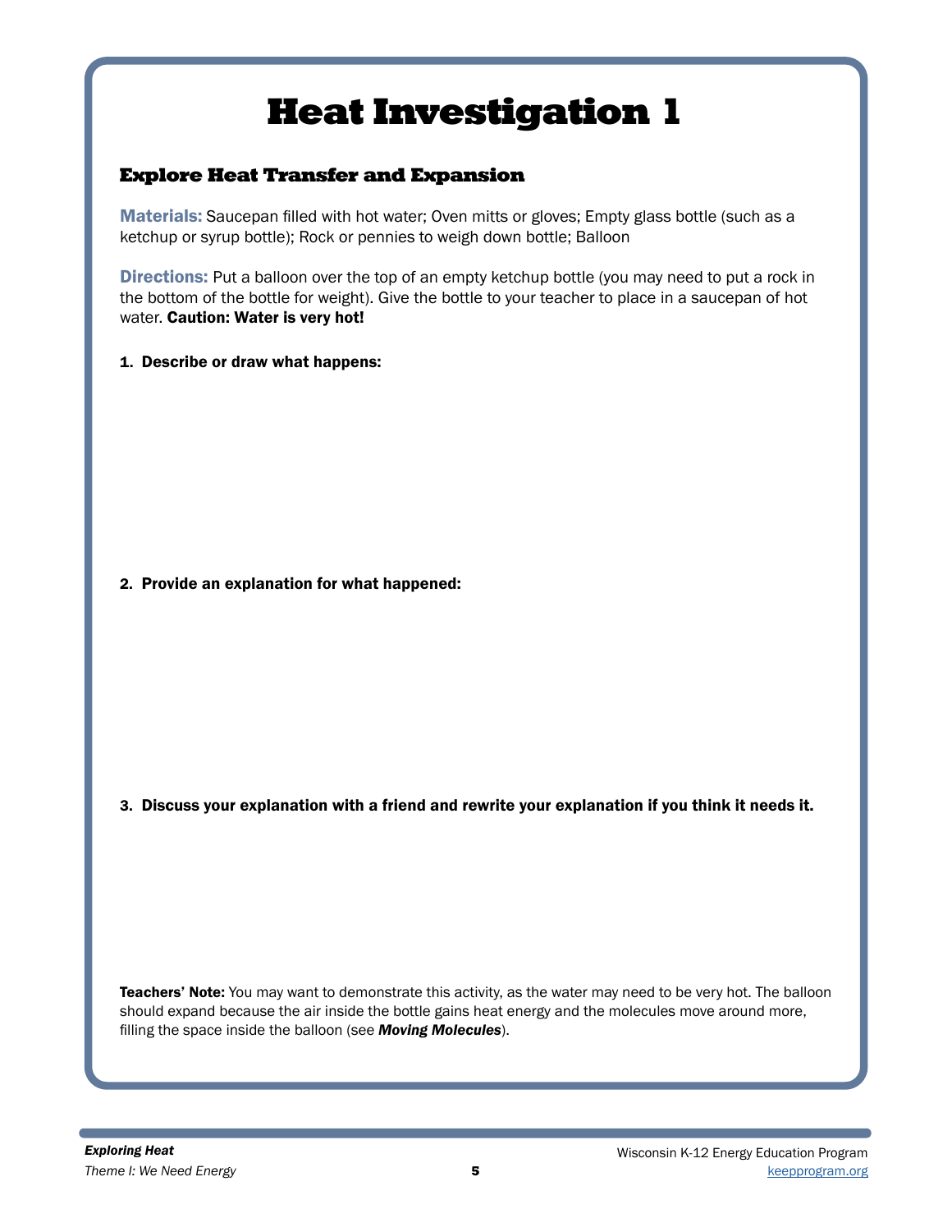# Heat Investigation 1

## Explore Heat Transfer and Expansion

**Materials:** Saucepan filled with hot water; Oven mitts or gloves; Empty glass bottle (such as a ketchup or syrup bottle); Rock or pennies to weigh down bottle; Balloon

**Directions:** Put a balloon over the top of an empty ketchup bottle (you may need to put a rock in the bottom of the bottle for weight). Give the bottle to your teacher to place in a saucepan of hot water. **Caution: Water is very hot!**

1. **Describe or draw what happens:**

2. **Provide an explanation for what happened:**

3. **Discuss your explanation with a friend and rewrite your explanation if you think it needs it.**

**Teachers' Note:** You may want to demonstrate this activity, as the water may need to be very hot. The balloon should expand because the air inside the bottle gains heat energy and the molecules move around more, filling the space inside the balloon (see ***Moving Molecules***).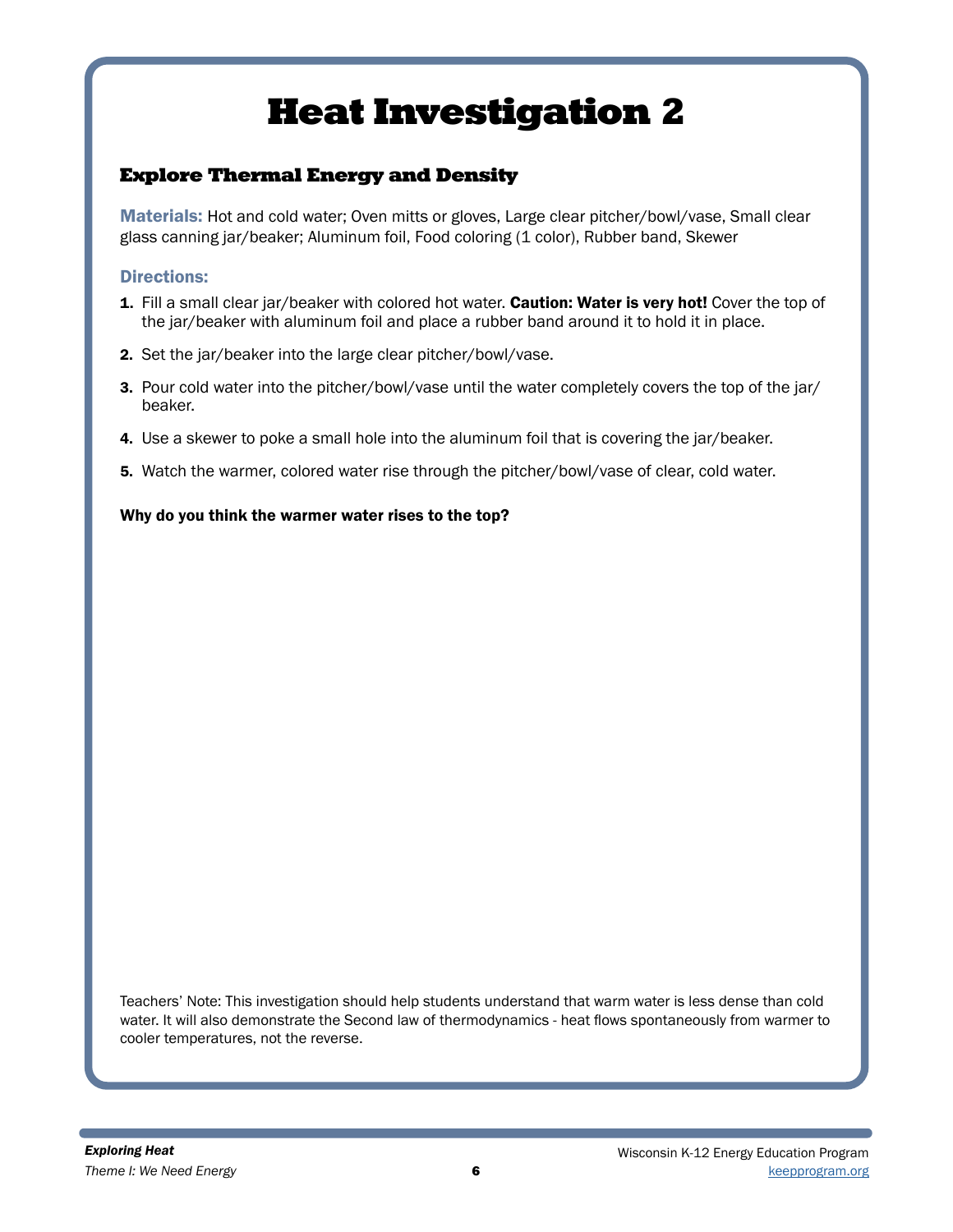# Heat Investigation 2

## Explore Thermal Energy and Density

**Materials:** Hot and cold water; Oven mitts or gloves, Large clear pitcher/bowl/vase, Small clear glass canning jar/beaker; Aluminum foil, Food coloring (1 color), Rubber band, Skewer

### Directions:

1. Fill a small clear jar/beaker with colored hot water. **Caution: Water is very hot!** Cover the top of the jar/beaker with aluminum foil and place a rubber band around it to hold it in place.
2. Set the jar/beaker into the large clear pitcher/bowl/vase.
3. Pour cold water into the pitcher/bowl/vase until the water completely covers the top of the jar/beaker.
4. Use a skewer to poke a small hole into the aluminum foil that is covering the jar/beaker.
5. Watch the warmer, colored water rise through the pitcher/bowl/vase of clear, cold water.

**Why do you think the warmer water rises to the top?**

Teachers' Note: This investigation should help students understand that warm water is less dense than cold water. It will also demonstrate the Second law of thermodynamics - heat flows spontaneously from warmer to cooler temperatures, not the reverse.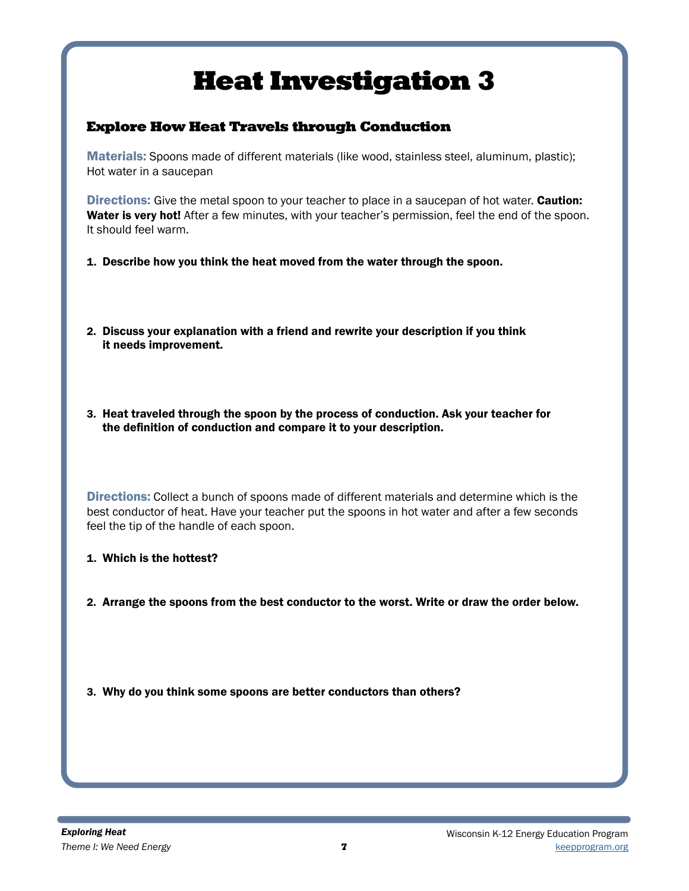# Heat Investigation 3

## Explore How Heat Travels through Conduction

**Materials:** Spoons made of different materials (like wood, stainless steel, aluminum, plastic); Hot water in a saucepan

**Directions:** Give the metal spoon to your teacher to place in a saucepan of hot water. **Caution: Water is very hot!** After a few minutes, with your teacher's permission, feel the end of the spoon. It should feel warm.

1. **Describe how you think the heat moved from the water through the spoon.**

2. **Discuss your explanation with a friend and rewrite your description if you think it needs improvement.**

3. **Heat traveled through the spoon by the process of conduction. Ask your teacher for the definition of conduction and compare it to your description.**

**Directions:** Collect a bunch of spoons made of different materials and determine which is the best conductor of heat. Have your teacher put the spoons in hot water and after a few seconds feel the tip of the handle of each spoon.

1. **Which is the hottest?**

2. **Arrange the spoons from the best conductor to the worst. Write or draw the order below.**

3. **Why do you think some spoons are better conductors than others?**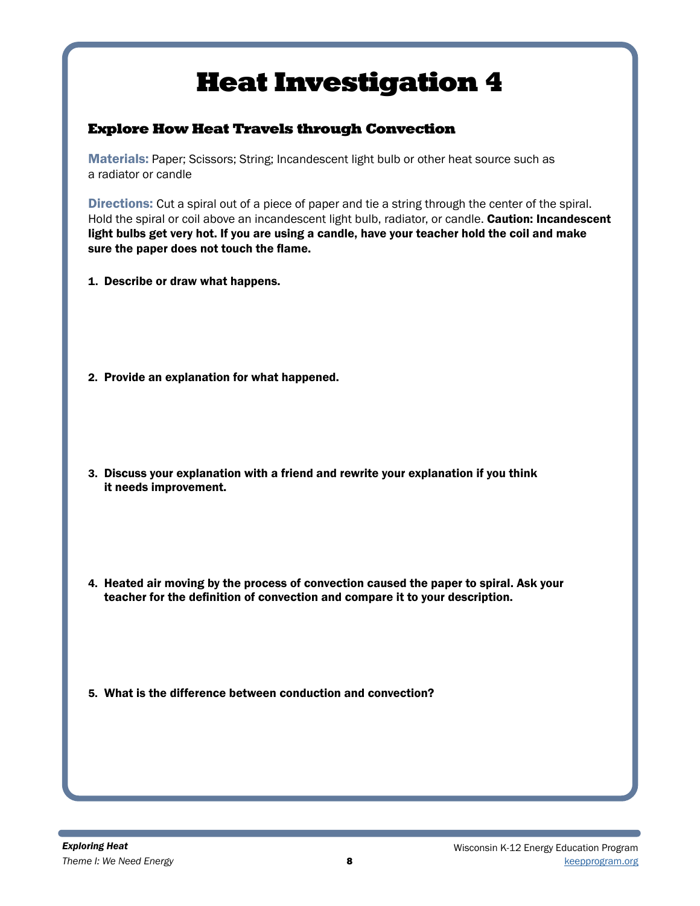# Heat Investigation 4

## Explore How Heat Travels through Convection

**Materials:** Paper; Scissors; String; Incandescent light bulb or other heat source such as a radiator or candle

**Directions:** Cut a spiral out of a piece of paper and tie a string through the center of the spiral. Hold the spiral or coil above an incandescent light bulb, radiator, or candle. **Caution: Incandescent light bulbs get very hot. If you are using a candle, have your teacher hold the coil and make sure the paper does not touch the flame.**

1. **Describe or draw what happens.**

2. **Provide an explanation for what happened.**

3. **Discuss your explanation with a friend and rewrite your explanation if you think it needs improvement.**

4. **Heated air moving by the process of convection caused the paper to spiral. Ask your teacher for the definition of convection and compare it to your description.**

5. **What is the difference between conduction and convection?**